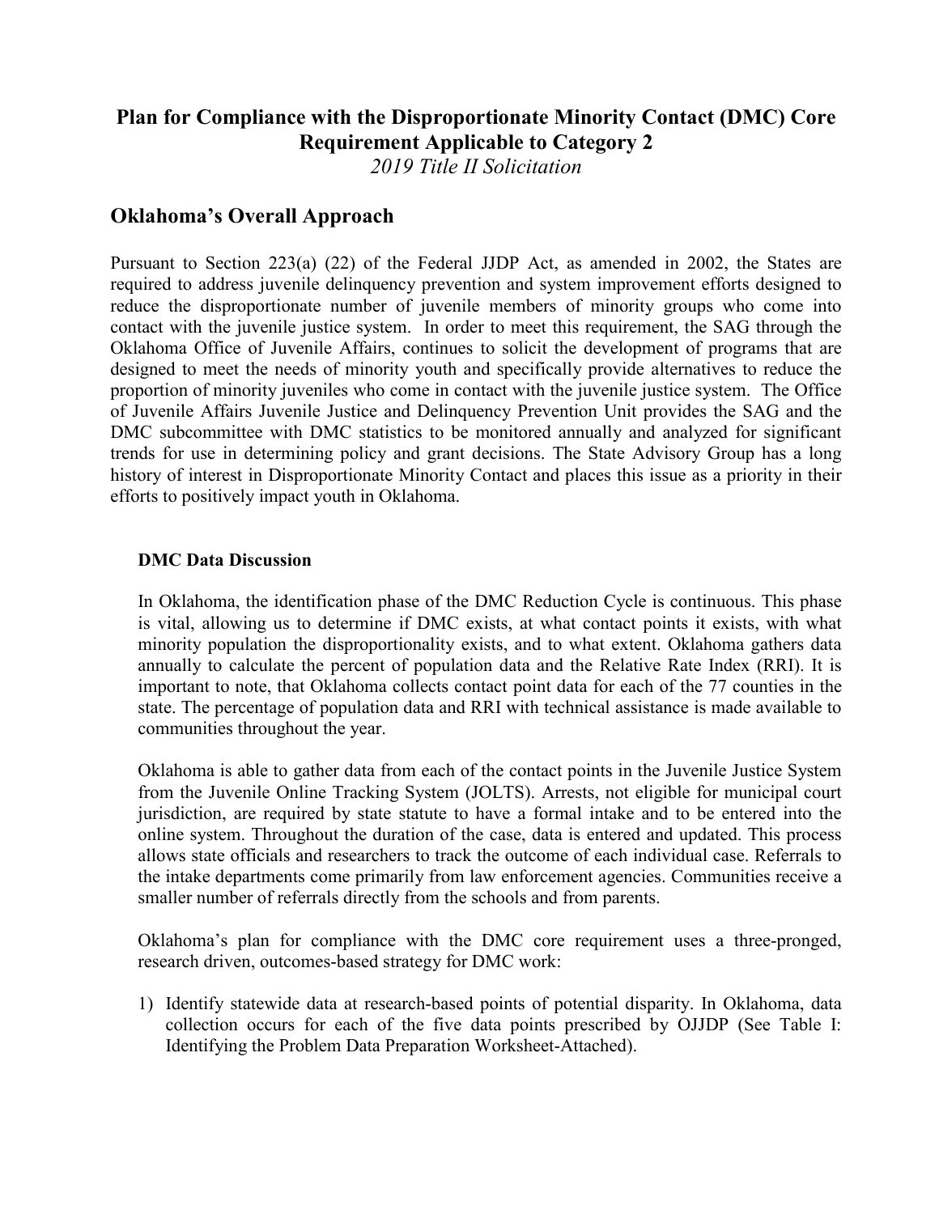# Plan for Compliance with the Disproportionate Minority Contact (DMC) Core Requirement Applicable to Category 2

*2019 Title II Solicitation*

## Oklahoma's Overall Approach

Pursuant to Section 223(a) (22) of the Federal JJDP Act, as amended in 2002, the States are required to address juvenile delinquency prevention and system improvement efforts designed to reduce the disproportionate number of juvenile members of minority groups who come into contact with the juvenile justice system. In order to meet this requirement, the SAG through the Oklahoma Office of Juvenile Affairs, continues to solicit the development of programs that are designed to meet the needs of minority youth and specifically provide alternatives to reduce the proportion of minority juveniles who come in contact with the juvenile justice system. The Office of Juvenile Affairs Juvenile Justice and Delinquency Prevention Unit provides the SAG and the DMC subcommittee with DMC statistics to be monitored annually and analyzed for significant trends for use in determining policy and grant decisions. The State Advisory Group has a long history of interest in Disproportionate Minority Contact and places this issue as a priority in their efforts to positively impact youth in Oklahoma.

### DMC Data Discussion

In Oklahoma, the identification phase of the DMC Reduction Cycle is continuous. This phase is vital, allowing us to determine if DMC exists, at what contact points it exists, with what minority population the disproportionality exists, and to what extent. Oklahoma gathers data annually to calculate the percent of population data and the Relative Rate Index (RRI). It is important to note, that Oklahoma collects contact point data for each of the 77 counties in the state. The percentage of population data and RRI with technical assistance is made available to communities throughout the year.

Oklahoma is able to gather data from each of the contact points in the Juvenile Justice System from the Juvenile Online Tracking System (JOLTS). Arrests, not eligible for municipal court jurisdiction, are required by state statute to have a formal intake and to be entered into the online system. Throughout the duration of the case, data is entered and updated. This process allows state officials and researchers to track the outcome of each individual case. Referrals to the intake departments come primarily from law enforcement agencies. Communities receive a smaller number of referrals directly from the schools and from parents.

Oklahoma's plan for compliance with the DMC core requirement uses a three-pronged, research driven, outcomes-based strategy for DMC work:

1) Identify statewide data at research-based points of potential disparity. In Oklahoma, data collection occurs for each of the five data points prescribed by OJJDP (See Table I: Identifying the Problem Data Preparation Worksheet-Attached).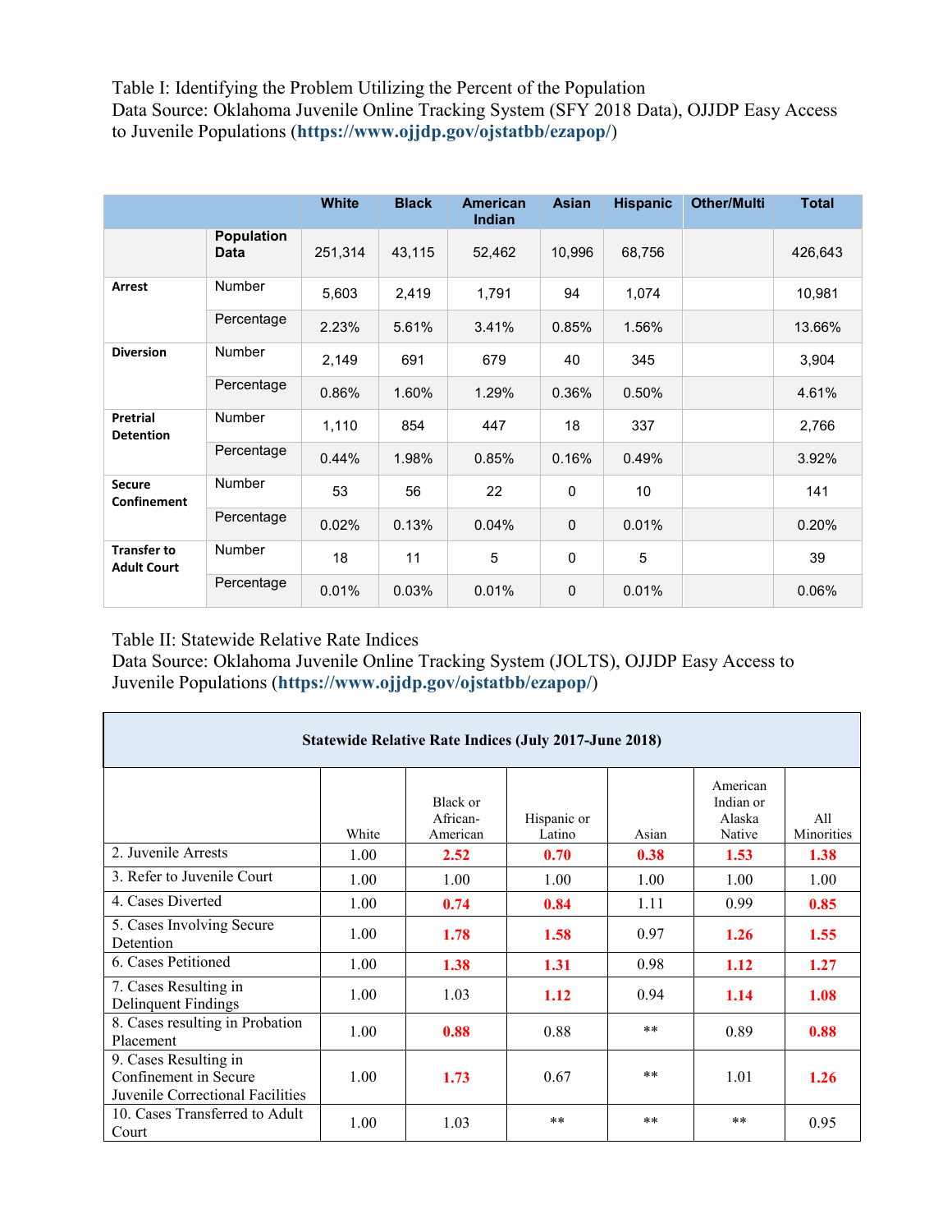Table I: Identifying the Problem Utilizing the Percent of the Population
Data Source: Oklahoma Juvenile Online Tracking System (SFY 2018 Data), OJJDP Easy Access to Juvenile Populations (**https://www.ojjdp.gov/ojstatbb/ezapop/**)

| | | White | Black | American Indian | Asian | Hispanic | Other/Multi | Total |
|---|---|---|---|---|---|---|---|---|
| | **Population Data** | 251,314 | 43,115 | 52,462 | 10,996 | 68,756 | | 426,643 |
| **Arrest** | Number | 5,603 | 2,419 | 1,791 | 94 | 1,074 | | 10,981 |
| | Percentage | 2.23% | 5.61% | 3.41% | 0.85% | 1.56% | | 13.66% |
| **Diversion** | Number | 2,149 | 691 | 679 | 40 | 345 | | 3,904 |
| | Percentage | 0.86% | 1.60% | 1.29% | 0.36% | 0.50% | | 4.61% |
| **Pretrial Detention** | Number | 1,110 | 854 | 447 | 18 | 337 | | 2,766 |
| | Percentage | 0.44% | 1.98% | 0.85% | 0.16% | 0.49% | | 3.92% |
| **Secure Confinement** | Number | 53 | 56 | 22 | 0 | 10 | | 141 |
| | Percentage | 0.02% | 0.13% | 0.04% | 0 | 0.01% | | 0.20% |
| **Transfer to Adult Court** | Number | 18 | 11 | 5 | 0 | 5 | | 39 |
| | Percentage | 0.01% | 0.03% | 0.01% | 0 | 0.01% | | 0.06% |

Table II: Statewide Relative Rate Indices
Data Source: Oklahoma Juvenile Online Tracking System (JOLTS), OJJDP Easy Access to Juvenile Populations (**https://www.ojjdp.gov/ojstatbb/ezapop/**)

| **Statewide Relative Rate Indices (July 2017-June 2018)** | | | | | | |
|---|---|---|---|---|---|---|
| | White | Black or African-American | Hispanic or Latino | Asian | American Indian or Alaska Native | All Minorities |
| 2. Juvenile Arrests | 1.00 | **2.52** | **0.70** | **0.38** | **1.53** | **1.38** |
| 3. Refer to Juvenile Court | 1.00 | 1.00 | 1.00 | 1.00 | 1.00 | 1.00 |
| 4. Cases Diverted | 1.00 | **0.74** | **0.84** | 1.11 | 0.99 | **0.85** |
| 5. Cases Involving Secure Detention | 1.00 | **1.78** | **1.58** | 0.97 | **1.26** | **1.55** |
| 6. Cases Petitioned | 1.00 | **1.38** | **1.31** | 0.98 | **1.12** | **1.27** |
| 7. Cases Resulting in Delinquent Findings | 1.00 | 1.03 | **1.12** | 0.94 | **1.14** | **1.08** |
| 8. Cases resulting in Probation Placement | 1.00 | **0.88** | 0.88 | ** | 0.89 | **0.88** |
| 9. Cases Resulting in Confinement in Secure Juvenile Correctional Facilities | 1.00 | **1.73** | 0.67 | ** | 1.01 | **1.26** |
| 10. Cases Transferred to Adult Court | 1.00 | 1.03 | ** | ** | ** | 0.95 |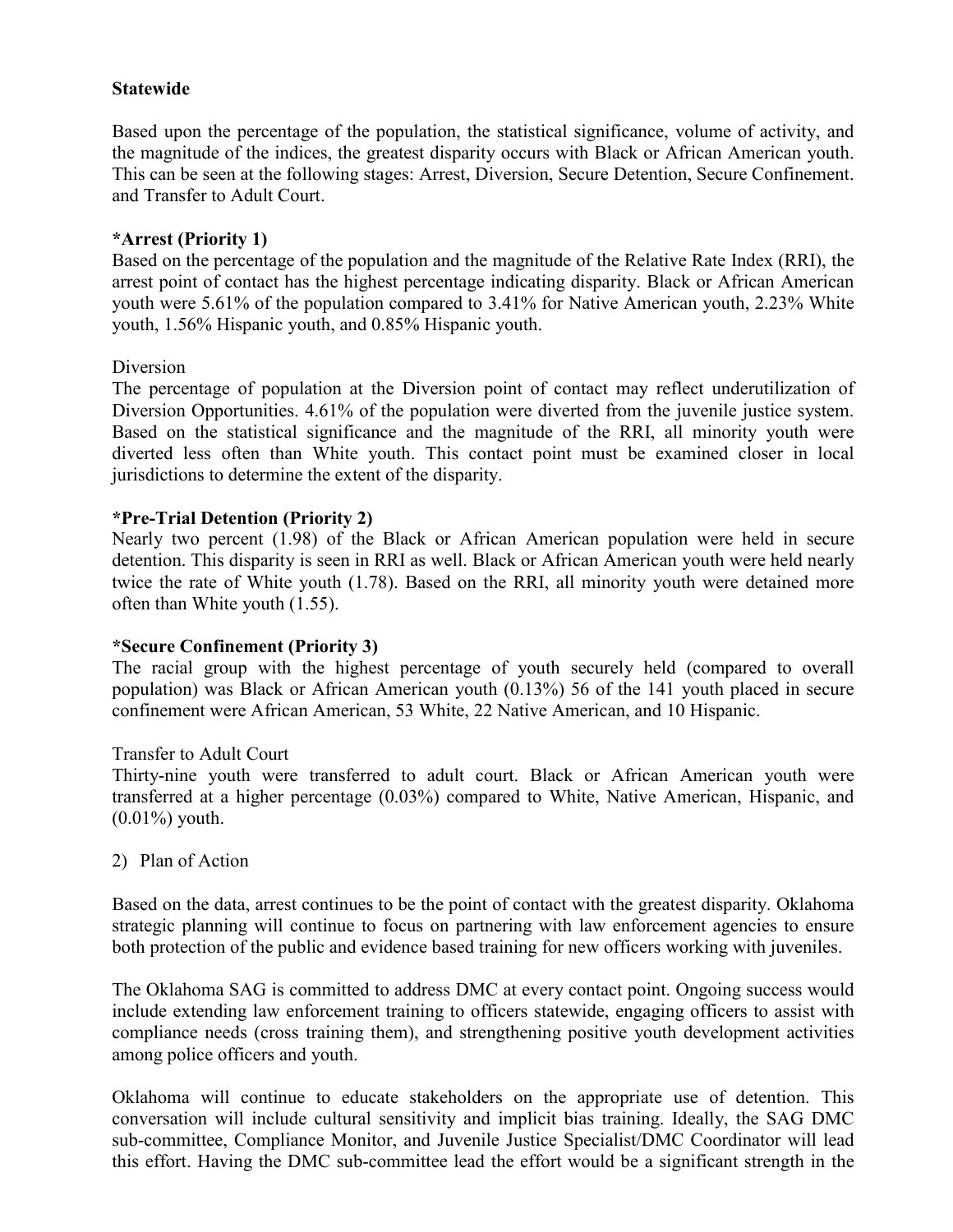**Statewide**

Based upon the percentage of the population, the statistical significance, volume of activity, and the magnitude of the indices, the greatest disparity occurs with Black or African American youth. This can be seen at the following stages: Arrest, Diversion, Secure Detention, Secure Confinement. and Transfer to Adult Court.

**\*Arrest (Priority 1)**
Based on the percentage of the population and the magnitude of the Relative Rate Index (RRI), the arrest point of contact has the highest percentage indicating disparity. Black or African American youth were 5.61% of the population compared to 3.41% for Native American youth, 2.23% White youth, 1.56% Hispanic youth, and 0.85% Hispanic youth.

Diversion
The percentage of population at the Diversion point of contact may reflect underutilization of Diversion Opportunities. 4.61% of the population were diverted from the juvenile justice system. Based on the statistical significance and the magnitude of the RRI, all minority youth were diverted less often than White youth. This contact point must be examined closer in local jurisdictions to determine the extent of the disparity.

**\*Pre-Trial Detention (Priority 2)**
Nearly two percent (1.98) of the Black or African American population were held in secure detention. This disparity is seen in RRI as well. Black or African American youth were held nearly twice the rate of White youth (1.78). Based on the RRI, all minority youth were detained more often than White youth (1.55).

**\*Secure Confinement (Priority 3)**
The racial group with the highest percentage of youth securely held (compared to overall population) was Black or African American youth (0.13%) 56 of the 141 youth placed in secure confinement were African American, 53 White, 22 Native American, and 10 Hispanic.

Transfer to Adult Court
Thirty-nine youth were transferred to adult court. Black or African American youth were transferred at a higher percentage (0.03%) compared to White, Native American, Hispanic, and (0.01%) youth.

2) Plan of Action

Based on the data, arrest continues to be the point of contact with the greatest disparity. Oklahoma strategic planning will continue to focus on partnering with law enforcement agencies to ensure both protection of the public and evidence based training for new officers working with juveniles.

The Oklahoma SAG is committed to address DMC at every contact point. Ongoing success would include extending law enforcement training to officers statewide, engaging officers to assist with compliance needs (cross training them), and strengthening positive youth development activities among police officers and youth.

Oklahoma will continue to educate stakeholders on the appropriate use of detention. This conversation will include cultural sensitivity and implicit bias training. Ideally, the SAG DMC sub-committee, Compliance Monitor, and Juvenile Justice Specialist/DMC Coordinator will lead this effort. Having the DMC sub-committee lead the effort would be a significant strength in the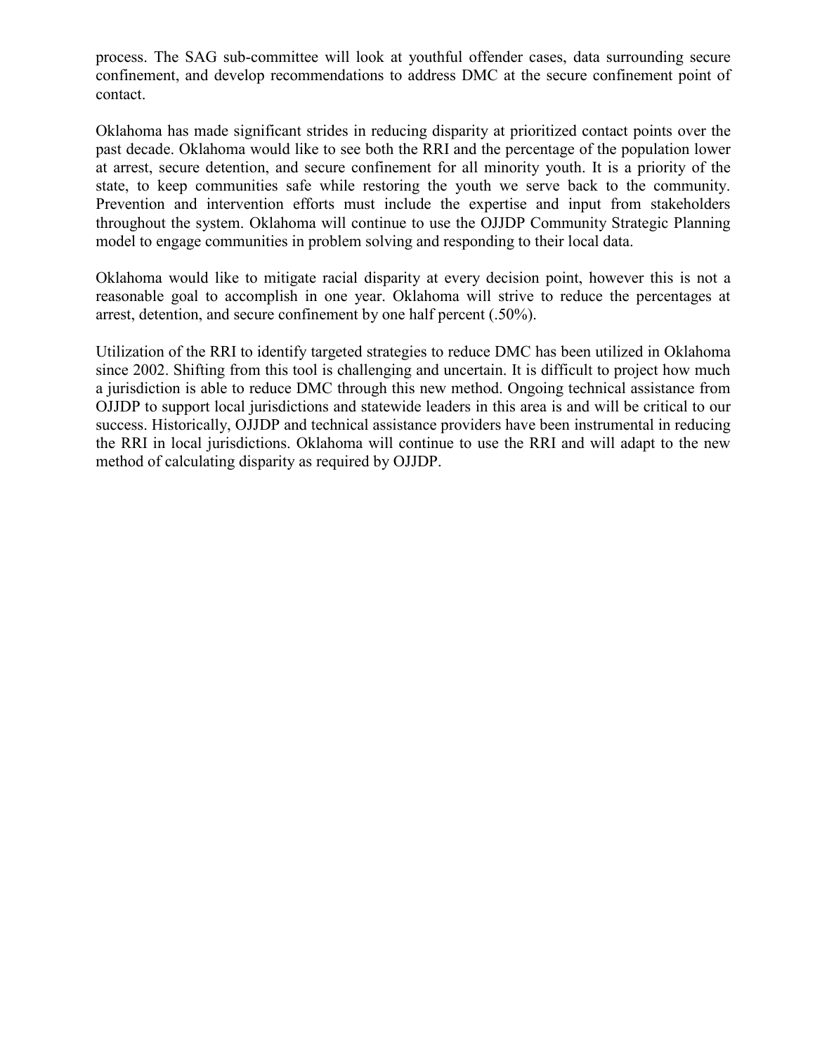process. The SAG sub-committee will look at youthful offender cases, data surrounding secure confinement, and develop recommendations to address DMC at the secure confinement point of contact.

Oklahoma has made significant strides in reducing disparity at prioritized contact points over the past decade. Oklahoma would like to see both the RRI and the percentage of the population lower at arrest, secure detention, and secure confinement for all minority youth. It is a priority of the state, to keep communities safe while restoring the youth we serve back to the community. Prevention and intervention efforts must include the expertise and input from stakeholders throughout the system. Oklahoma will continue to use the OJJDP Community Strategic Planning model to engage communities in problem solving and responding to their local data.

Oklahoma would like to mitigate racial disparity at every decision point, however this is not a reasonable goal to accomplish in one year. Oklahoma will strive to reduce the percentages at arrest, detention, and secure confinement by one half percent (.50%).

Utilization of the RRI to identify targeted strategies to reduce DMC has been utilized in Oklahoma since 2002. Shifting from this tool is challenging and uncertain. It is difficult to project how much a jurisdiction is able to reduce DMC through this new method. Ongoing technical assistance from OJJDP to support local jurisdictions and statewide leaders in this area is and will be critical to our success. Historically, OJJDP and technical assistance providers have been instrumental in reducing the RRI in local jurisdictions. Oklahoma will continue to use the RRI and will adapt to the new method of calculating disparity as required by OJJDP.